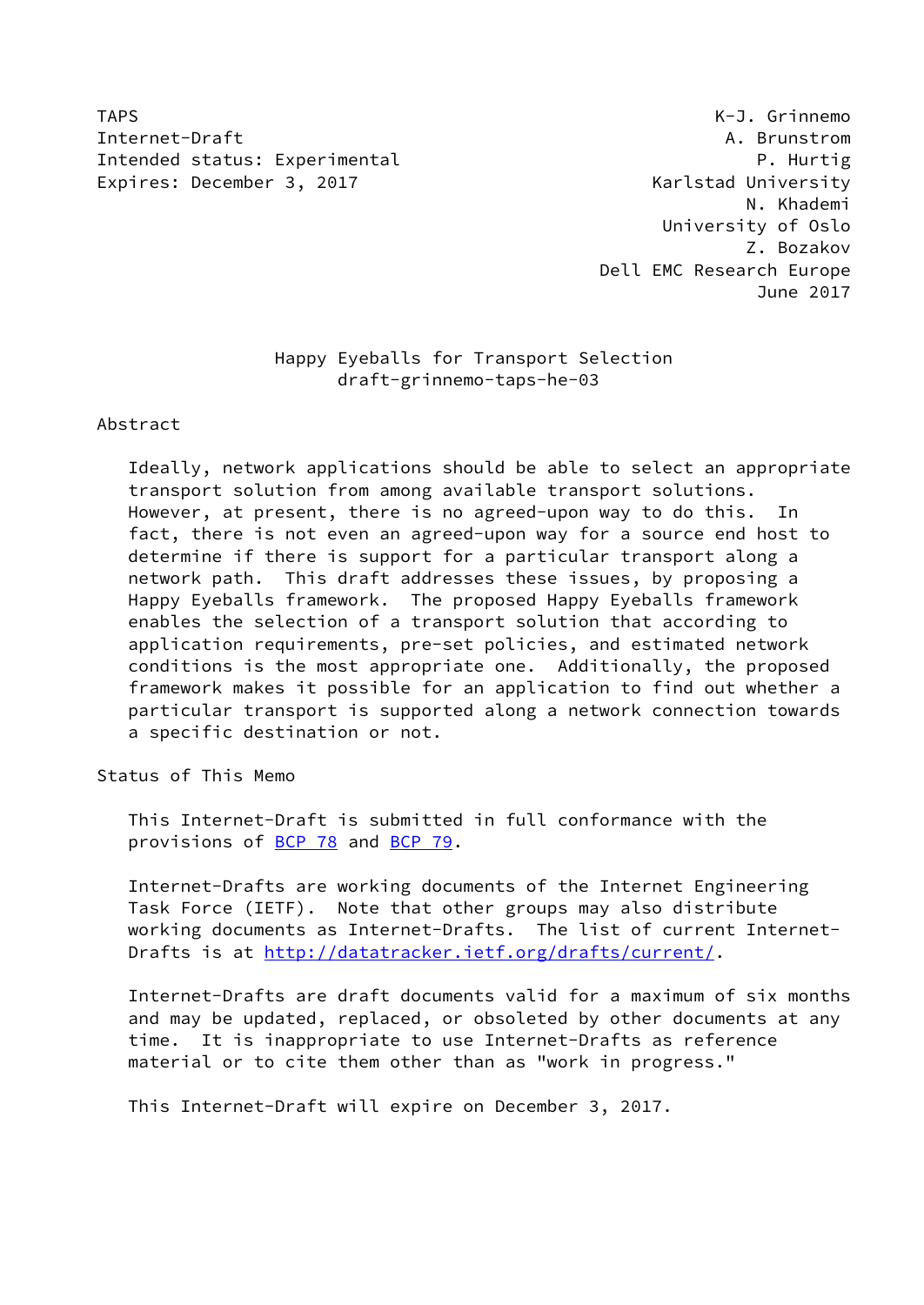TAPS K-J. Grinnemo
Internet-Draft A. Brunstrom
Intended status: Experimental P. Hurtig
Expires: December 3, 2017 Karlstad University
N. Khademi
University of Oslo
Z. Bozakov
Dell EMC Research Europe
June 2017

# Happy Eyeballs for Transport Selection
draft-grinnemo-taps-he-03

## Abstract

Ideally, network applications should be able to select an appropriate transport solution from among available transport solutions. However, at present, there is no agreed-upon way to do this. In fact, there is not even an agreed-upon way for a source end host to determine if there is support for a particular transport along a network path. This draft addresses these issues, by proposing a Happy Eyeballs framework. The proposed Happy Eyeballs framework enables the selection of a transport solution that according to application requirements, pre-set policies, and estimated network conditions is the most appropriate one. Additionally, the proposed framework makes it possible for an application to find out whether a particular transport is supported along a network connection towards a specific destination or not.

## Status of This Memo

This Internet-Draft is submitted in full conformance with the provisions of BCP 78 and BCP 79.

Internet-Drafts are working documents of the Internet Engineering Task Force (IETF). Note that other groups may also distribute working documents as Internet-Drafts. The list of current Internet-Drafts is at http://datatracker.ietf.org/drafts/current/.

Internet-Drafts are draft documents valid for a maximum of six months and may be updated, replaced, or obsoleted by other documents at any time. It is inappropriate to use Internet-Drafts as reference material or to cite them other than as "work in progress."

This Internet-Draft will expire on December 3, 2017.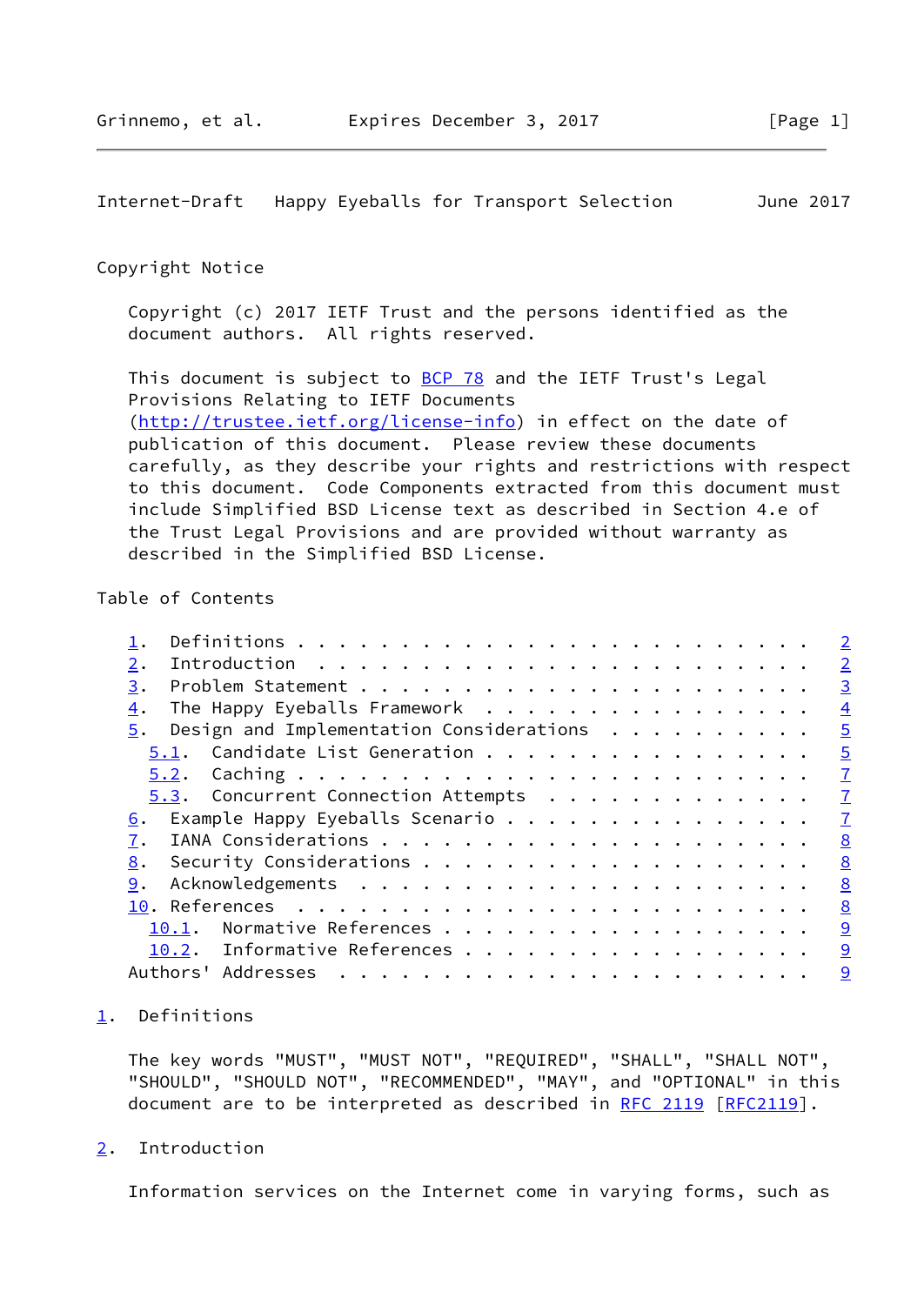## Copyright Notice

Copyright (c) 2017 IETF Trust and the persons identified as the document authors. All rights reserved.

This document is subject to BCP 78 and the IETF Trust's Legal Provisions Relating to IETF Documents (http://trustee.ietf.org/license-info) in effect on the date of publication of this document. Please review these documents carefully, as they describe your rights and restrictions with respect to this document. Code Components extracted from this document must include Simplified BSD License text as described in Section 4.e of the Trust Legal Provisions and are provided without warranty as described in the Simplified BSD License.

## Table of Contents

```
   1.  Definitions . . . . . . . . . . . . . . . . . . . . . . . .   2
   2.  Introduction  . . . . . . . . . . . . . . . . . . . . . . .   2
   3.  Problem Statement . . . . . . . . . . . . . . . . . . . . .   3
   4.  The Happy Eyeballs Framework  . . . . . . . . . . . . . . .   4
   5.  Design and Implementation Considerations  . . . . . . . . .   5
     5.1.  Candidate List Generation . . . . . . . . . . . . . . .   5
     5.2.  Caching . . . . . . . . . . . . . . . . . . . . . . . .   7
     5.3.  Concurrent Connection Attempts  . . . . . . . . . . . .   7
   6.  Example Happy Eyeballs Scenario . . . . . . . . . . . . . .   7
   7.  IANA Considerations . . . . . . . . . . . . . . . . . . . .   8
   8.  Security Considerations . . . . . . . . . . . . . . . . . .   8
   9.  Acknowledgements  . . . . . . . . . . . . . . . . . . . . .   8
   10. References  . . . . . . . . . . . . . . . . . . . . . . . .   8
     10.1.  Normative References . . . . . . . . . . . . . . . . .   9
     10.2.  Informative References . . . . . . . . . . . . . . . .   9
   Authors' Addresses  . . . . . . . . . . . . . . . . . . . . . .   9
```

## 1. Definitions

The key words "MUST", "MUST NOT", "REQUIRED", "SHALL", "SHALL NOT", "SHOULD", "SHOULD NOT", "RECOMMENDED", "MAY", and "OPTIONAL" in this document are to be interpreted as described in RFC 2119 [RFC2119].

## 2. Introduction

Information services on the Internet come in varying forms, such as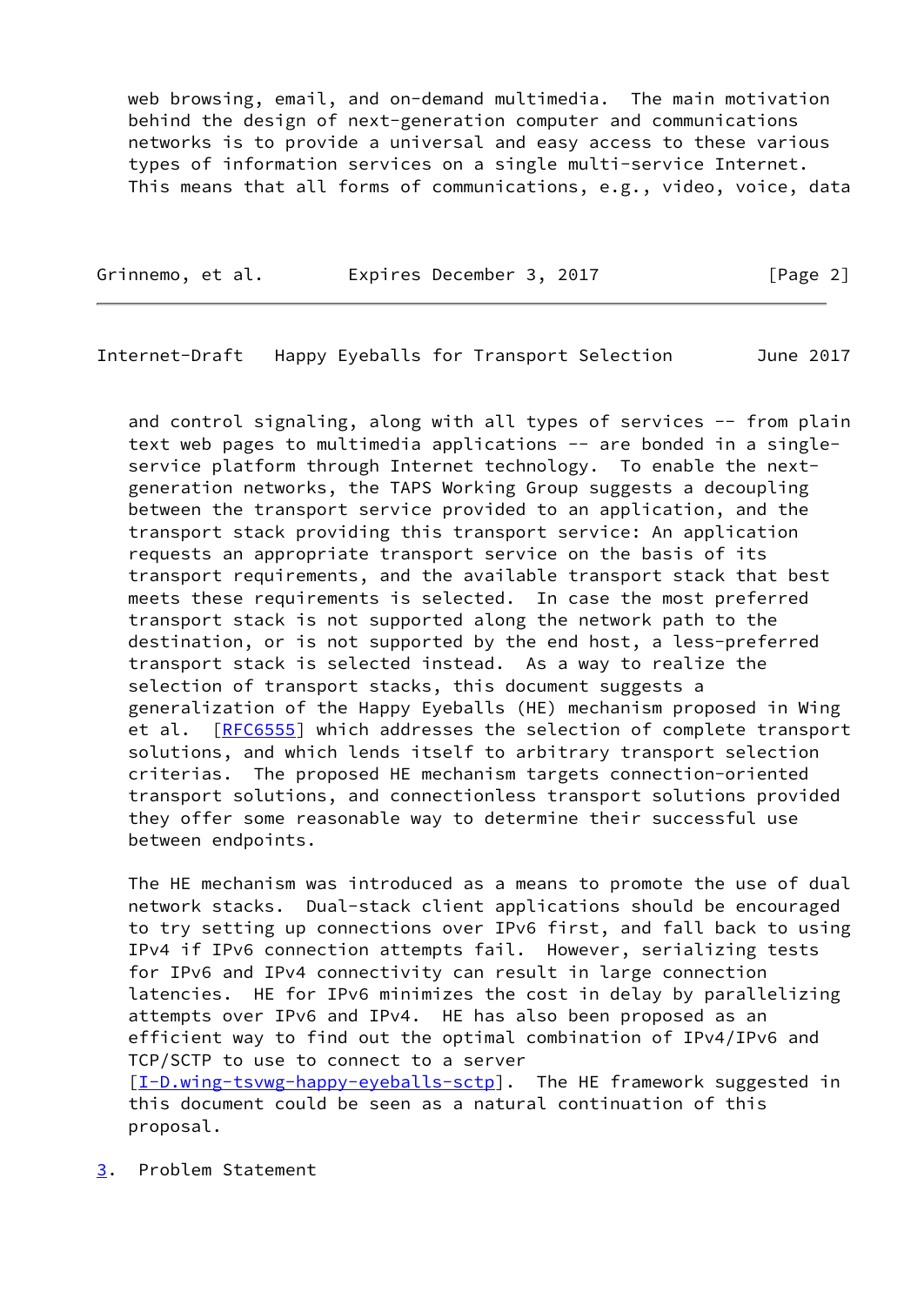web browsing, email, and on-demand multimedia. The main motivation behind the design of next-generation computer and communications networks is to provide a universal and easy access to these various types of information services on a single multi-service Internet. This means that all forms of communications, e.g., video, voice, data and control signaling, along with all types of services -- from plain text web pages to multimedia applications -- are bonded in a single-service platform through Internet technology. To enable the next-generation networks, the TAPS Working Group suggests a decoupling between the transport service provided to an application, and the transport stack providing this transport service: An application requests an appropriate transport service on the basis of its transport requirements, and the available transport stack that best meets these requirements is selected. In case the most preferred transport stack is not supported along the network path to the destination, or is not supported by the end host, a less-preferred transport stack is selected instead. As a way to realize the selection of transport stacks, this document suggests a generalization of the Happy Eyeballs (HE) mechanism proposed in Wing et al. [RFC6555] which addresses the selection of complete transport solutions, and which lends itself to arbitrary transport selection criterias. The proposed HE mechanism targets connection-oriented transport solutions, and connectionless transport solutions provided they offer some reasonable way to determine their successful use between endpoints.

The HE mechanism was introduced as a means to promote the use of dual network stacks. Dual-stack client applications should be encouraged to try setting up connections over IPv6 first, and fall back to using IPv4 if IPv6 connection attempts fail. However, serializing tests for IPv6 and IPv4 connectivity can result in large connection latencies. HE for IPv6 minimizes the cost in delay by parallelizing attempts over IPv6 and IPv4. HE has also been proposed as an efficient way to find out the optimal combination of IPv4/IPv6 and TCP/SCTP to use to connect to a server [I-D.wing-tsvwg-happy-eyeballs-sctp]. The HE framework suggested in this document could be seen as a natural continuation of this proposal.

## 3. Problem Statement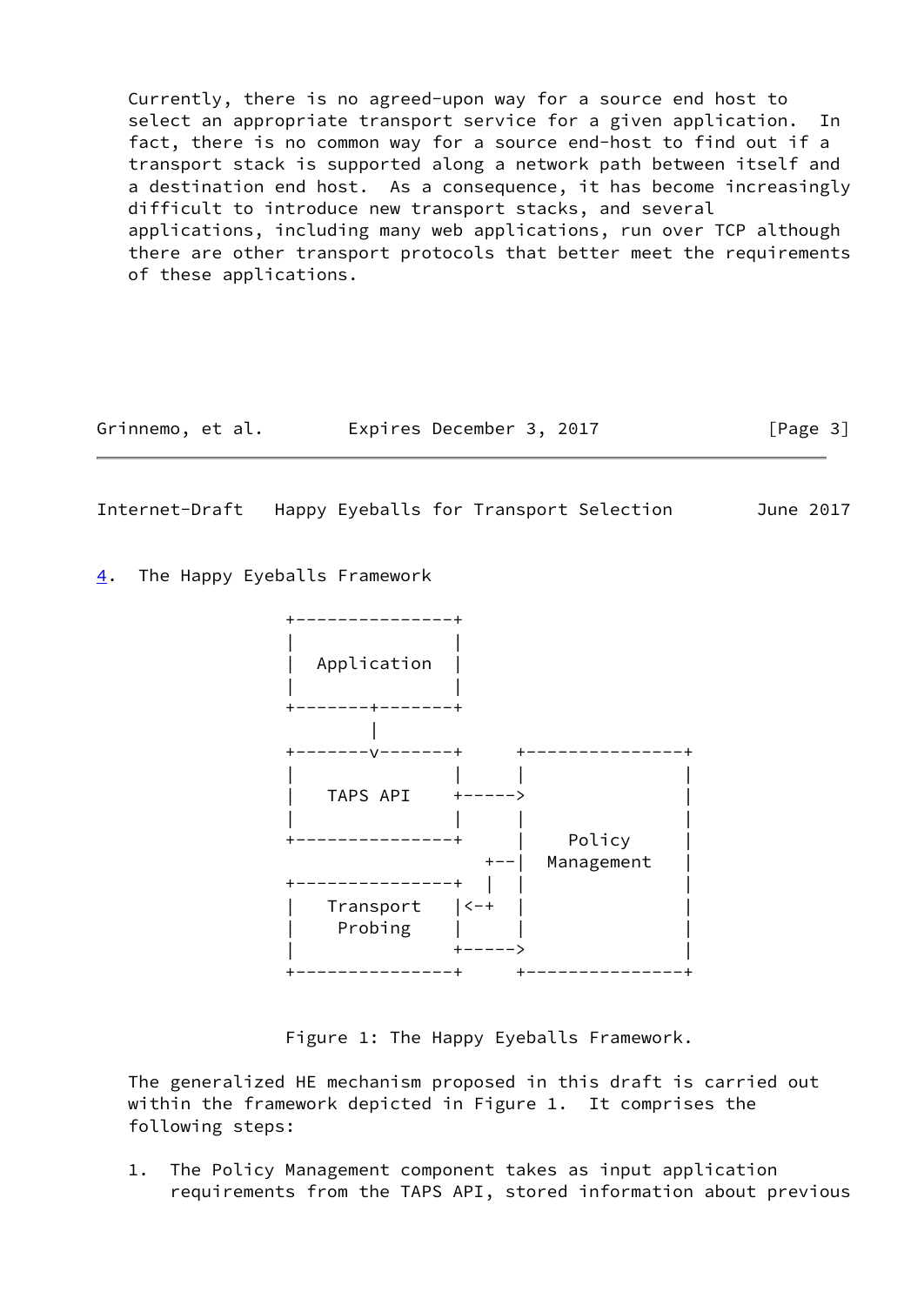Currently, there is no agreed-upon way for a source end host to select an appropriate transport service for a given application. In fact, there is no common way for a source end-host to find out if a transport stack is supported along a network path between itself and a destination end host. As a consequence, it has become increasingly difficult to introduce new transport stacks, and several applications, including many web applications, run over TCP although there are other transport protocols that better meet the requirements of these applications.

## 4. The Happy Eyeballs Framework

```
+---------------+
|               |
|  Application  |
|               |
+-------+-------+
        |
+-------v-------+     +---------------+
|               |     |               |
|   TAPS API    +----->               |
|               |     |               |
+---------------+     |    Policy     |
                   +--|  Management   |
+---------------+  |  |               |
|   Transport   |<-+  |               |
|    Probing    |     |               |
|               +----->               |
+---------------+     +---------------+
```

Figure 1: The Happy Eyeballs Framework.

The generalized HE mechanism proposed in this draft is carried out within the framework depicted in Figure 1. It comprises the following steps:

1. The Policy Management component takes as input application requirements from the TAPS API, stored information about previous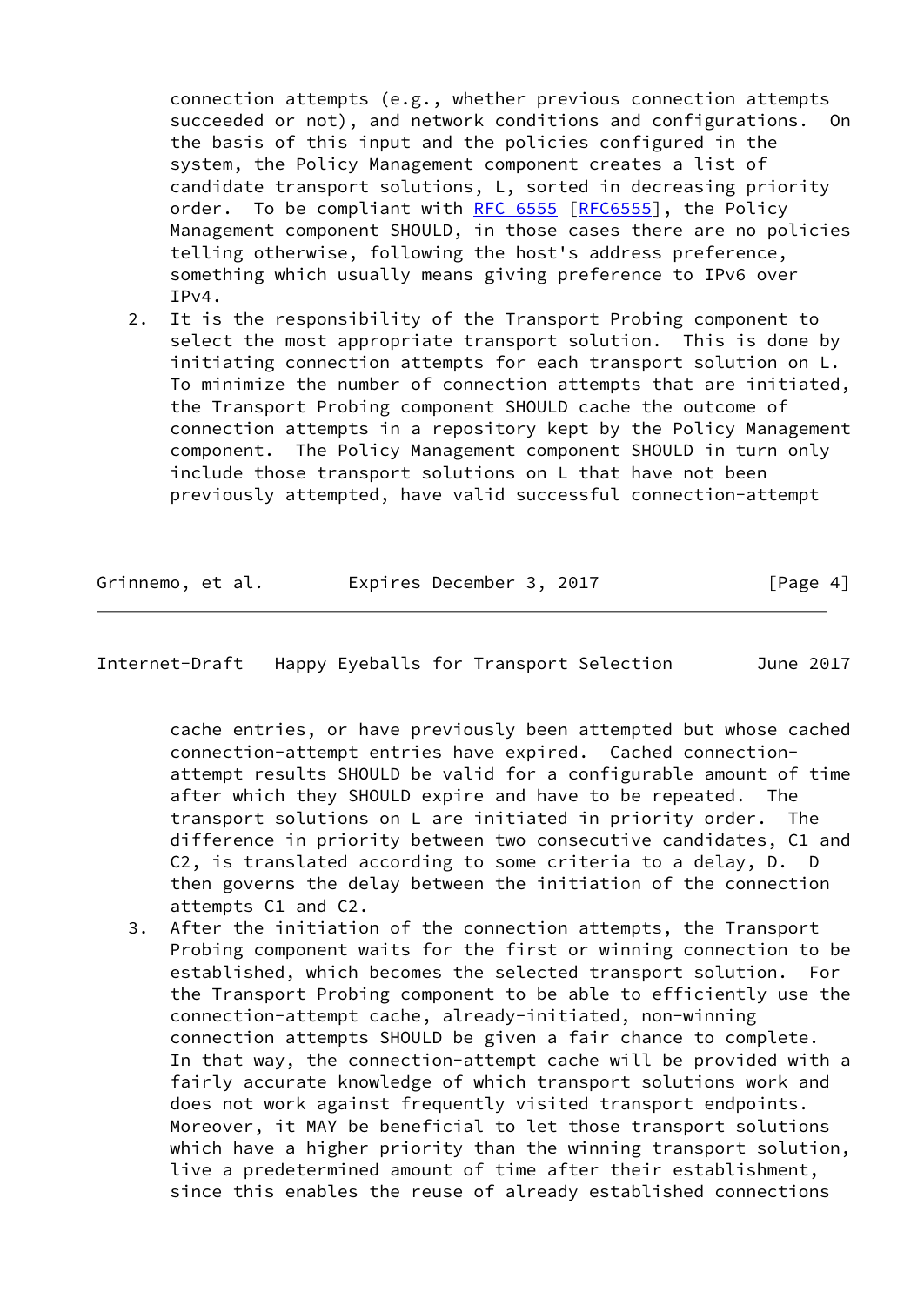connection attempts (e.g., whether previous connection attempts succeeded or not), and network conditions and configurations. On the basis of this input and the policies configured in the system, the Policy Management component creates a list of candidate transport solutions, L, sorted in decreasing priority order. To be compliant with RFC 6555 [RFC6555], the Policy Management component SHOULD, in those cases there are no policies telling otherwise, following the host's address preference, something which usually means giving preference to IPv6 over IPv4.

2. It is the responsibility of the Transport Probing component to select the most appropriate transport solution. This is done by initiating connection attempts for each transport solution on L. To minimize the number of connection attempts that are initiated, the Transport Probing component SHOULD cache the outcome of connection attempts in a repository kept by the Policy Management component. The Policy Management component SHOULD in turn only include those transport solutions on L that have not been previously attempted, have valid successful connection-attempt cache entries, or have previously been attempted but whose cached connection-attempt entries have expired. Cached connection-attempt results SHOULD be valid for a configurable amount of time after which they SHOULD expire and have to be repeated. The transport solutions on L are initiated in priority order. The difference in priority between two consecutive candidates, C1 and C2, is translated according to some criteria to a delay, D. D then governs the delay between the initiation of the connection attempts C1 and C2.

3. After the initiation of the connection attempts, the Transport Probing component waits for the first or winning connection to be established, which becomes the selected transport solution. For the Transport Probing component to be able to efficiently use the connection-attempt cache, already-initiated, non-winning connection attempts SHOULD be given a fair chance to complete. In that way, the connection-attempt cache will be provided with a fairly accurate knowledge of which transport solutions work and does not work against frequently visited transport endpoints. Moreover, it MAY be beneficial to let those transport solutions which have a higher priority than the winning transport solution, live a predetermined amount of time after their establishment, since this enables the reuse of already established connections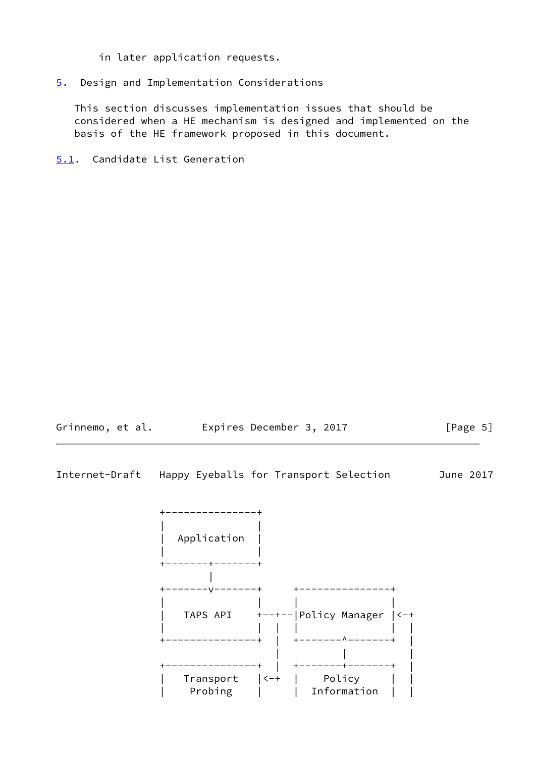in later application requests.

## 5. Design and Implementation Considerations

This section discusses implementation issues that should be considered when a HE mechanism is designed and implemented on the basis of the HE framework proposed in this document.

### 5.1. Candidate List Generation

```
          +---------------+
          |               |
          |  Application  |
          |               |
          +-------+-------+
                  |
          +-------v-------+      +---------------+
          |               |      |               |
          |   TAPS API    +--+--|Policy Manager |<-+
          |               |  |   |               |  |
          +---------------+  |   +-------^-------+  |
                             |           |          |
          +---------------+  |   +-------+-------+  |
          |   Transport   |<-+   |     Policy    |  |
          |    Probing    |      |  Information  |  |
```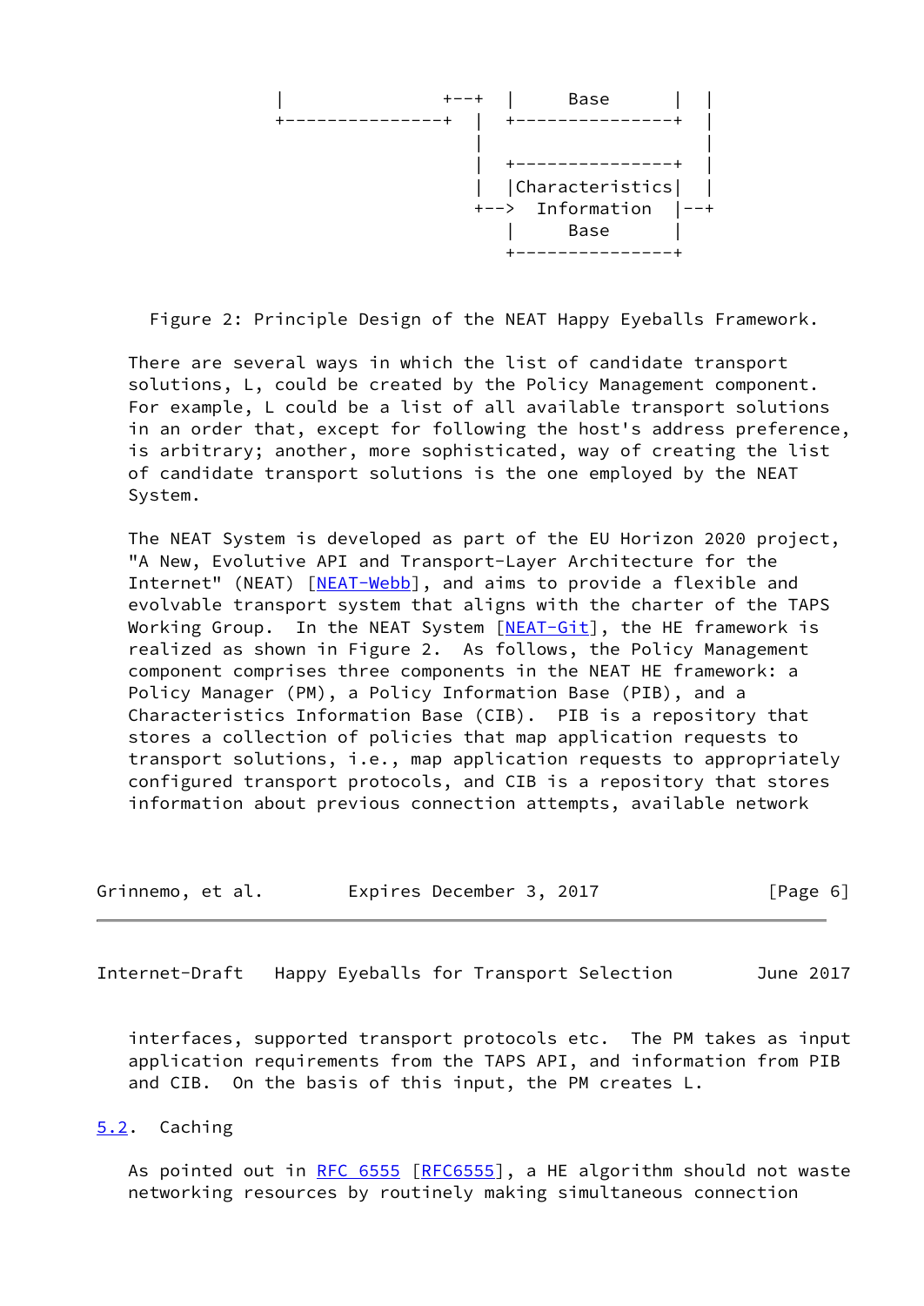```
|                +--+  |     Base      |  |
+----------------+  |  +---------------+  |
                    |                     |
                    |  +---------------+  |
                    |  |Characteristics|  |
                    +--> Information   |--+
                       |     Base      |
                       +---------------+
```

Figure 2: Principle Design of the NEAT Happy Eyeballs Framework.

There are several ways in which the list of candidate transport solutions, L, could be created by the Policy Management component. For example, L could be a list of all available transport solutions in an order that, except for following the host's address preference, is arbitrary; another, more sophisticated, way of creating the list of candidate transport solutions is the one employed by the NEAT System.

The NEAT System is developed as part of the EU Horizon 2020 project, "A New, Evolutive API and Transport-Layer Architecture for the Internet" (NEAT) [NEAT-Webb], and aims to provide a flexible and evolvable transport system that aligns with the charter of the TAPS Working Group. In the NEAT System [NEAT-Git], the HE framework is realized as shown in Figure 2. As follows, the Policy Management component comprises three components in the NEAT HE framework: a Policy Manager (PM), a Policy Information Base (PIB), and a Characteristics Information Base (CIB). PIB is a repository that stores a collection of policies that map application requests to transport solutions, i.e., map application requests to appropriately configured transport protocols, and CIB is a repository that stores information about previous connection attempts, available network interfaces, supported transport protocols etc. The PM takes as input application requirements from the TAPS API, and information from PIB and CIB. On the basis of this input, the PM creates L.

## 5.2. Caching

As pointed out in RFC 6555 [RFC6555], a HE algorithm should not waste networking resources by routinely making simultaneous connection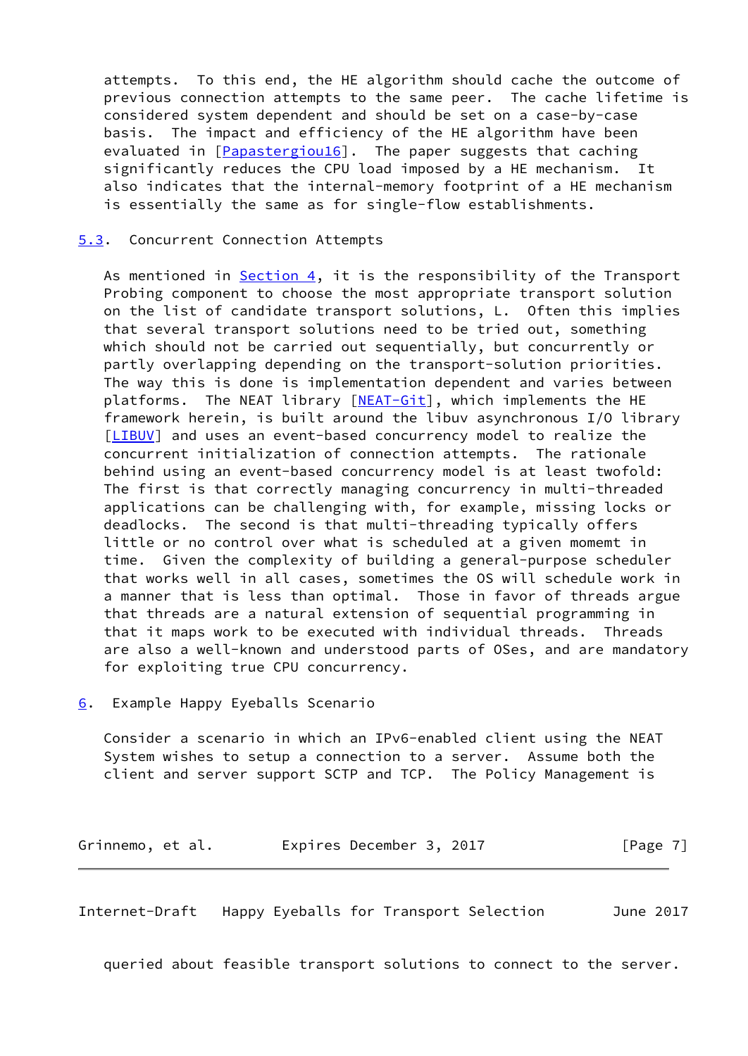attempts. To this end, the HE algorithm should cache the outcome of previous connection attempts to the same peer. The cache lifetime is considered system dependent and should be set on a case-by-case basis. The impact and efficiency of the HE algorithm have been evaluated in [Papastergiou16]. The paper suggests that caching significantly reduces the CPU load imposed by a HE mechanism. It also indicates that the internal-memory footprint of a HE mechanism is essentially the same as for single-flow establishments.

### 5.3. Concurrent Connection Attempts

As mentioned in Section 4, it is the responsibility of the Transport Probing component to choose the most appropriate transport solution on the list of candidate transport solutions, L. Often this implies that several transport solutions need to be tried out, something which should not be carried out sequentially, but concurrently or partly overlapping depending on the transport-solution priorities. The way this is done is implementation dependent and varies between platforms. The NEAT library [NEAT-Git], which implements the HE framework herein, is built around the libuv asynchronous I/O library [LIBUV] and uses an event-based concurrency model to realize the concurrent initialization of connection attempts. The rationale behind using an event-based concurrency model is at least twofold: The first is that correctly managing concurrency in multi-threaded applications can be challenging with, for example, missing locks or deadlocks. The second is that multi-threading typically offers little or no control over what is scheduled at a given momemt in time. Given the complexity of building a general-purpose scheduler that works well in all cases, sometimes the OS will schedule work in a manner that is less than optimal. Those in favor of threads argue that threads are a natural extension of sequential programming in that it maps work to be executed with individual threads. Threads are also a well-known and understood parts of OSes, and are mandatory for exploiting true CPU concurrency.

## 6. Example Happy Eyeballs Scenario

Consider a scenario in which an IPv6-enabled client using the NEAT System wishes to setup a connection to a server. Assume both the client and server support SCTP and TCP. The Policy Management is queried about feasible transport solutions to connect to the server.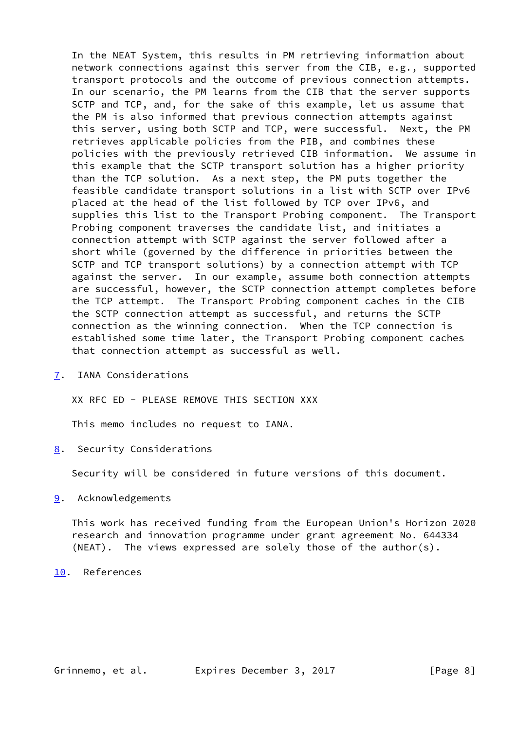In the NEAT System, this results in PM retrieving information about network connections against this server from the CIB, e.g., supported transport protocols and the outcome of previous connection attempts. In our scenario, the PM learns from the CIB that the server supports SCTP and TCP, and, for the sake of this example, let us assume that the PM is also informed that previous connection attempts against this server, using both SCTP and TCP, were successful. Next, the PM retrieves applicable policies from the PIB, and combines these policies with the previously retrieved CIB information. We assume in this example that the SCTP transport solution has a higher priority than the TCP solution. As a next step, the PM puts together the feasible candidate transport solutions in a list with SCTP over IPv6 placed at the head of the list followed by TCP over IPv6, and supplies this list to the Transport Probing component. The Transport Probing component traverses the candidate list, and initiates a connection attempt with SCTP against the server followed after a short while (governed by the difference in priorities between the SCTP and TCP transport solutions) by a connection attempt with TCP against the server. In our example, assume both connection attempts are successful, however, the SCTP connection attempt completes before the TCP attempt. The Transport Probing component caches in the CIB the SCTP connection attempt as successful, and returns the SCTP connection as the winning connection. When the TCP connection is established some time later, the Transport Probing component caches that connection attempt as successful as well.

## 7. IANA Considerations

XX RFC ED - PLEASE REMOVE THIS SECTION XXX

This memo includes no request to IANA.

## 8. Security Considerations

Security will be considered in future versions of this document.

## 9. Acknowledgements

This work has received funding from the European Union's Horizon 2020 research and innovation programme under grant agreement No. 644334 (NEAT). The views expressed are solely those of the author(s).

## 10. References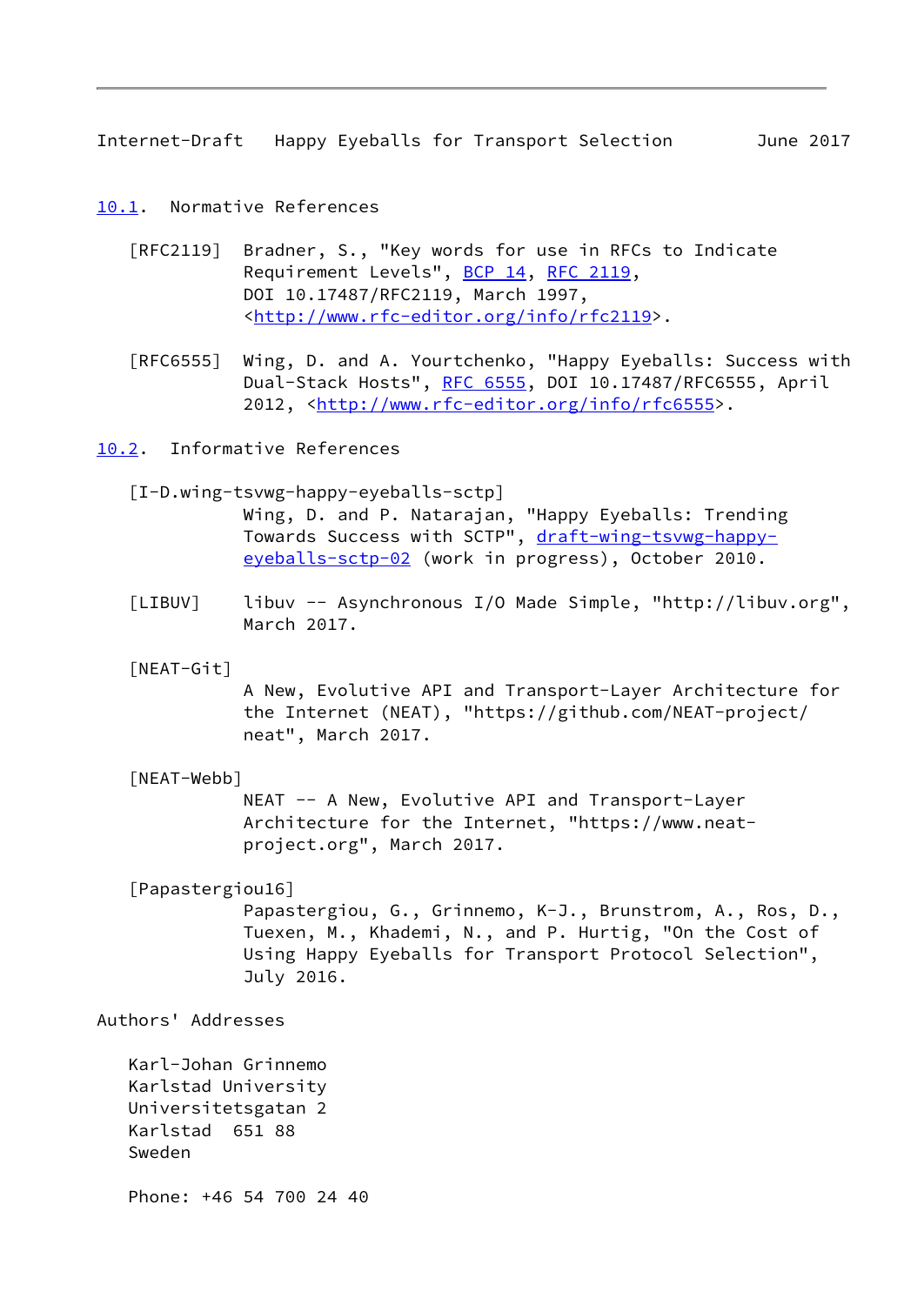### 10.1. Normative References

[RFC2119] Bradner, S., "Key words for use in RFCs to Indicate Requirement Levels", BCP 14, RFC 2119, DOI 10.17487/RFC2119, March 1997, <http://www.rfc-editor.org/info/rfc2119>.

[RFC6555] Wing, D. and A. Yourtchenko, "Happy Eyeballs: Success with Dual-Stack Hosts", RFC 6555, DOI 10.17487/RFC6555, April 2012, <http://www.rfc-editor.org/info/rfc6555>.

### 10.2. Informative References

[I-D.wing-tsvwg-happy-eyeballs-sctp]
Wing, D. and P. Natarajan, "Happy Eyeballs: Trending Towards Success with SCTP", draft-wing-tsvwg-happy-eyeballs-sctp-02 (work in progress), October 2010.

[LIBUV] libuv -- Asynchronous I/O Made Simple, "http://libuv.org", March 2017.

[NEAT-Git]
A New, Evolutive API and Transport-Layer Architecture for the Internet (NEAT), "https://github.com/NEAT-project/neat", March 2017.

[NEAT-Webb]
NEAT -- A New, Evolutive API and Transport-Layer Architecture for the Internet, "https://www.neat-project.org", March 2017.

[Papastergiou16]
Papastergiou, G., Grinnemo, K-J., Brunstrom, A., Ros, D., Tuexen, M., Khademi, N., and P. Hurtig, "On the Cost of Using Happy Eyeballs for Transport Protocol Selection", July 2016.

## Authors' Addresses

Karl-Johan Grinnemo
Karlstad University
Universitetsgatan 2
Karlstad 651 88
Sweden

Phone: +46 54 700 24 40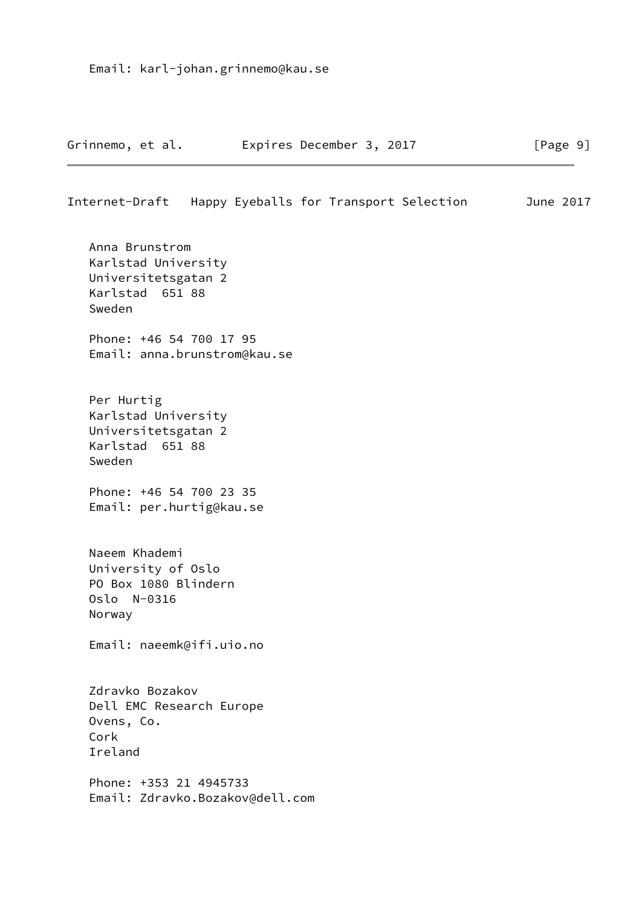Email: karl-johan.grinnemo@kau.se

Anna Brunstrom
Karlstad University
Universitetsgatan 2
Karlstad  651 88
Sweden

Phone: +46 54 700 17 95
Email: anna.brunstrom@kau.se

Per Hurtig
Karlstad University
Universitetsgatan 2
Karlstad  651 88
Sweden

Phone: +46 54 700 23 35
Email: per.hurtig@kau.se

Naeem Khademi
University of Oslo
PO Box 1080 Blindern
Oslo  N-0316
Norway

Email: naeemk@ifi.uio.no

Zdravko Bozakov
Dell EMC Research Europe
Ovens, Co.
Cork
Ireland

Phone: +353 21 4945733
Email: Zdravko.Bozakov@dell.com